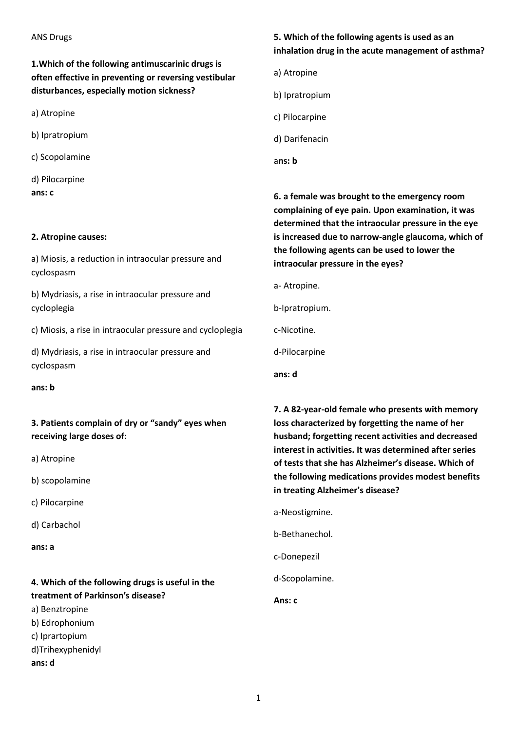ANS Drugs

**1.Which of the following antimuscarinic drugs is often effective in preventing or reversing vestibular disturbances, especially motion sickness?**

a) Atropine

b) Ipratropium

c) Scopolamine

d) Pilocarpine

**ans: c**

**2. Atropine causes:**

a) Miosis, a reduction in intraocular pressure and cyclospasm

b) Mydriasis, a rise in intraocular pressure and cycloplegia

c) Miosis, a rise in intraocular pressure and cycloplegia

d) Mydriasis, a rise in intraocular pressure and cyclospasm

**ans: b**

**3. Patients complain of dry or "sandy" eyes when receiving large doses of:**

a) Atropine

b) scopolamine

c) Pilocarpine

d) Carbachol

**ans: a**

**4. Which of the following drugs is useful in the treatment of Parkinson's disease?**

a) Benztropine

b) Edrophonium

c) Iprartopium

d)Trihexyphenidyl

**ans: d**

**5. Which of the following agents is used as an inhalation drug in the acute management of asthma?**

a) Atropine

b) Ipratropium

c) Pilocarpine

d) Darifenacin

a**ns: b**

**6. a female was brought to the emergency room complaining of eye pain. Upon examination, it was determined that the intraocular pressure in the eye is increased due to narrow-angle glaucoma, which of the following agents can be used to lower the intraocular pressure in the eyes?**

a- Atropine.

b-Ipratropium.

c-Nicotine.

d-Pilocarpine

**ans: d**

**7. A 82-year-old female who presents with memory loss characterized by forgetting the name of her husband; forgetting recent activities and decreased interest in activities. It was determined after series of tests that she has Alzheimer's disease. Which of the following medications provides modest benefits in treating Alzheimer's disease?**

a-Neostigmine.

b-Bethanechol.

c-Donepezil

d-Scopolamine.

**Ans: c**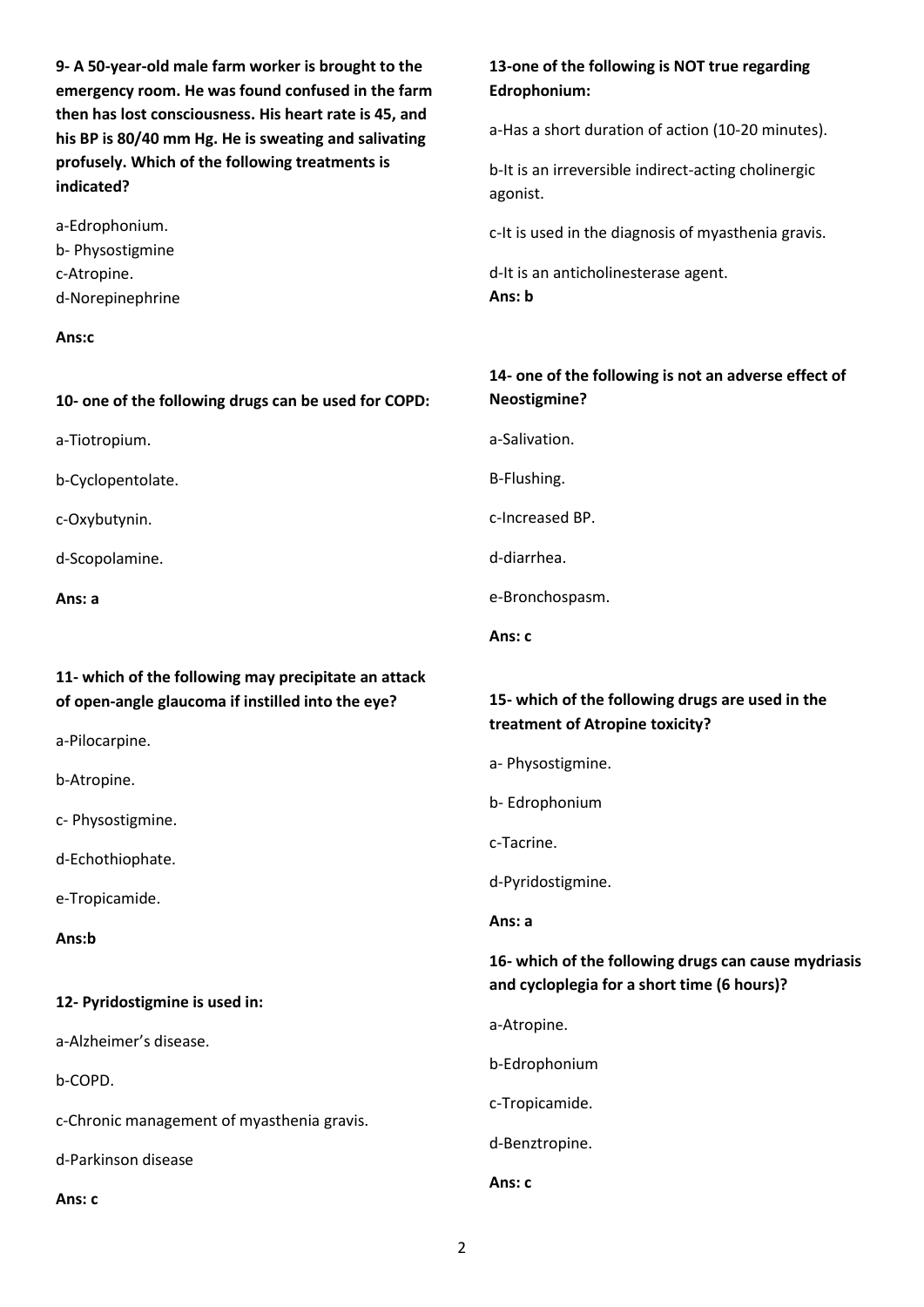**9- A 50-year-old male farm worker is brought to the emergency room. He was found confused in the farm then has lost consciousness. His heart rate is 45, and his BP is 80/40 mm Hg. He is sweating and salivating profusely. Which of the following treatments is indicated?**

a-Edrophonium.
b- Physostigmine
c-Atropine.
d-Norepinephrine

**Ans:c**

**10- one of the following drugs can be used for COPD:**

a-Tiotropium.

b-Cyclopentolate.

c-Oxybutynin.

d-Scopolamine.

**Ans: a**

**11- which of the following may precipitate an attack of open-angle glaucoma if instilled into the eye?**

a-Pilocarpine.

b-Atropine.

c- Physostigmine.

d-Echothiophate.

e-Tropicamide.

**Ans:b**

**12- Pyridostigmine is used in:**

a-Alzheimer's disease.

b-COPD.

c-Chronic management of myasthenia gravis.

d-Parkinson disease

**Ans: c**

**13-one of the following is NOT true regarding Edrophonium:**

a-Has a short duration of action (10-20 minutes).

b-It is an irreversible indirect-acting cholinergic agonist.

c-It is used in the diagnosis of myasthenia gravis.

d-It is an anticholinesterase agent.

**Ans: b**

**14- one of the following is not an adverse effect of Neostigmine?**

a-Salivation.

B-Flushing.

c-Increased BP.

d-diarrhea.

e-Bronchospasm.

**Ans: c**

**15- which of the following drugs are used in the treatment of Atropine toxicity?**

a- Physostigmine.

b- Edrophonium

c-Tacrine.

d-Pyridostigmine.

**Ans: a**

**16- which of the following drugs can cause mydriasis and cycloplegia for a short time (6 hours)?**

a-Atropine.

b-Edrophonium

c-Tropicamide.

d-Benztropine.

**Ans: c**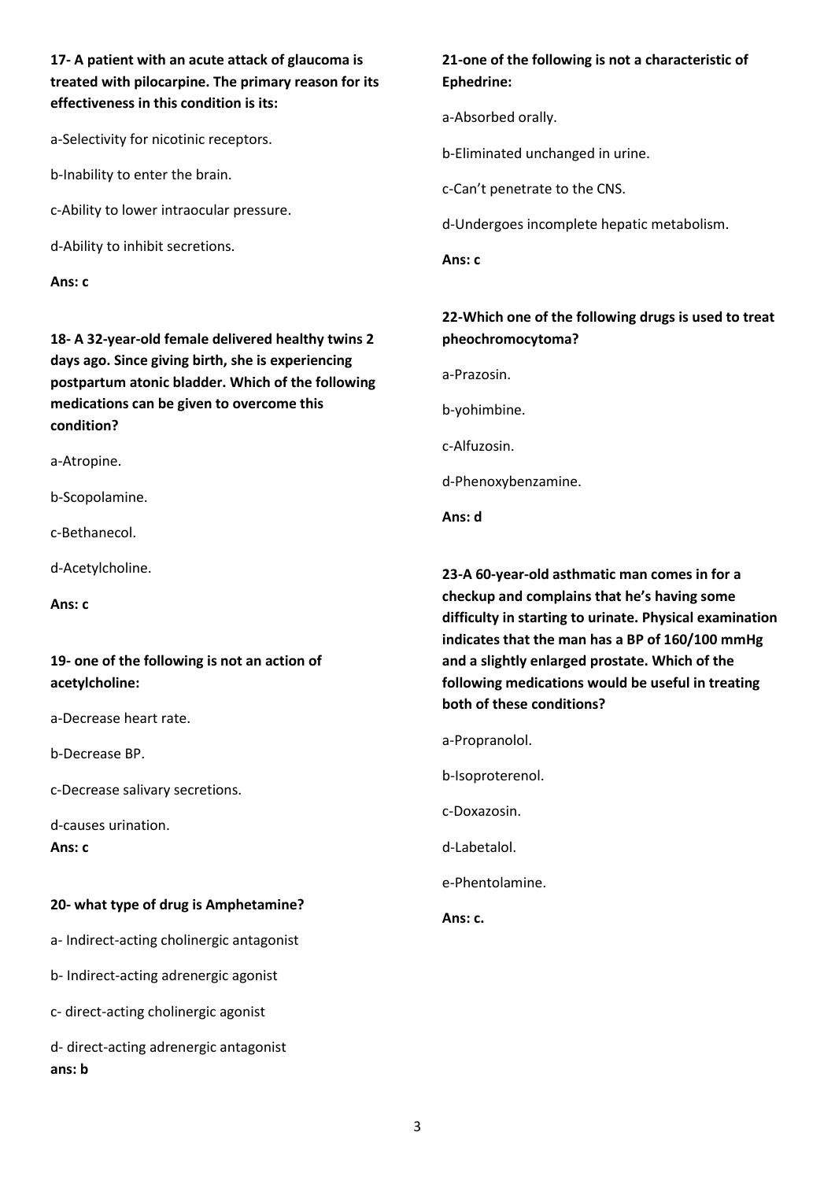**17- A patient with an acute attack of glaucoma is treated with pilocarpine. The primary reason for its effectiveness in this condition is its:**

a-Selectivity for nicotinic receptors.

b-Inability to enter the brain.

c-Ability to lower intraocular pressure.

d-Ability to inhibit secretions.

**Ans: c**

**18- A 32-year-old female delivered healthy twins 2 days ago. Since giving birth, she is experiencing postpartum atonic bladder. Which of the following medications can be given to overcome this condition?**

a-Atropine.

b-Scopolamine.

c-Bethanecol.

d-Acetylcholine.

**Ans: c**

**19- one of the following is not an action of acetylcholine:**

a-Decrease heart rate.

b-Decrease BP.

c-Decrease salivary secretions.

d-causes urination.

**Ans: c**

**20- what type of drug is Amphetamine?**

a- Indirect-acting cholinergic antagonist

b- Indirect-acting adrenergic agonist

c- direct-acting cholinergic agonist

d- direct-acting adrenergic antagonist

**ans: b**

**21-one of the following is not a characteristic of Ephedrine:**

a-Absorbed orally.

b-Eliminated unchanged in urine.

c-Can't penetrate to the CNS.

d-Undergoes incomplete hepatic metabolism.

**Ans: c**

**22-Which one of the following drugs is used to treat pheochromocytoma?**

a-Prazosin.

b-yohimbine.

c-Alfuzosin.

d-Phenoxybenzamine.

**Ans: d**

**23-A 60-year-old asthmatic man comes in for a checkup and complains that he's having some difficulty in starting to urinate. Physical examination indicates that the man has a BP of 160/100 mmHg and a slightly enlarged prostate. Which of the following medications would be useful in treating both of these conditions?**

a-Propranolol.

b-Isoproterenol.

c-Doxazosin.

d-Labetalol.

e-Phentolamine.

**Ans: c.**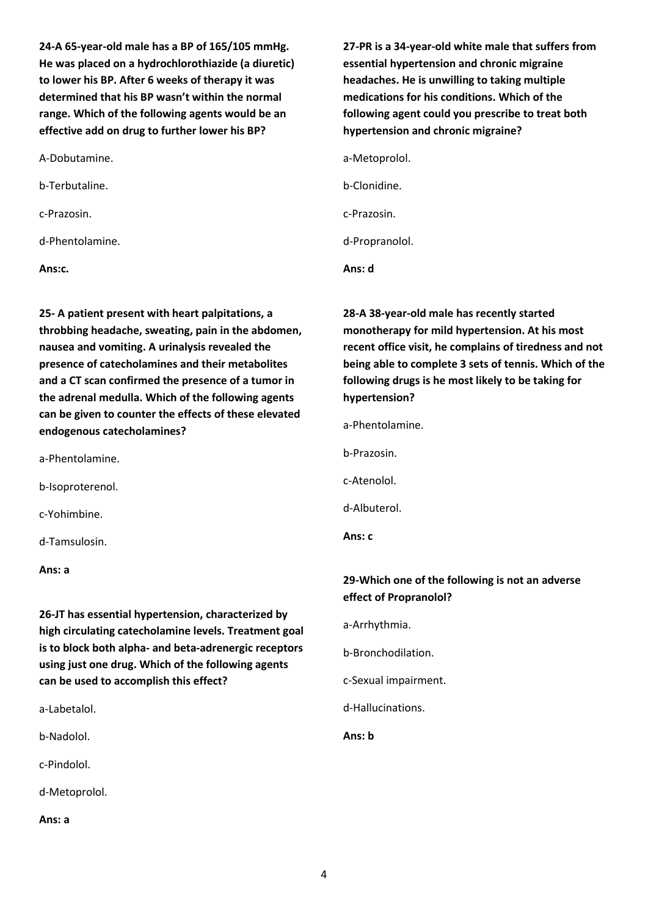**24-A 65-year-old male has a BP of 165/105 mmHg. He was placed on a hydrochlorothiazide (a diuretic) to lower his BP. After 6 weeks of therapy it was determined that his BP wasn't within the normal range. Which of the following agents would be an effective add on drug to further lower his BP?**

A-Dobutamine.

b-Terbutaline.

c-Prazosin.

d-Phentolamine.

**Ans:c.**

**25- A patient present with heart palpitations, a throbbing headache, sweating, pain in the abdomen, nausea and vomiting. A urinalysis revealed the presence of catecholamines and their metabolites and a CT scan confirmed the presence of a tumor in the adrenal medulla. Which of the following agents can be given to counter the effects of these elevated endogenous catecholamines?**

a-Phentolamine.

b-Isoproterenol.

c-Yohimbine.

d-Tamsulosin.

**Ans: a**

**26-JT has essential hypertension, characterized by high circulating catecholamine levels. Treatment goal is to block both alpha- and beta-adrenergic receptors using just one drug. Which of the following agents can be used to accomplish this effect?**

a-Labetalol.

b-Nadolol.

c-Pindolol.

d-Metoprolol.

**Ans: a**

**27-PR is a 34-year-old white male that suffers from essential hypertension and chronic migraine headaches. He is unwilling to taking multiple medications for his conditions. Which of the following agent could you prescribe to treat both hypertension and chronic migraine?**

a-Metoprolol.

b-Clonidine.

c-Prazosin.

d-Propranolol.

**Ans: d**

**28-A 38-year-old male has recently started monotherapy for mild hypertension. At his most recent office visit, he complains of tiredness and not being able to complete 3 sets of tennis. Which of the following drugs is he most likely to be taking for hypertension?**

a-Phentolamine.

b-Prazosin.

c-Atenolol.

d-Albuterol.

**Ans: c**

**29-Which one of the following is not an adverse effect of Propranolol?**

a-Arrhythmia.

b-Bronchodilation.

c-Sexual impairment.

d-Hallucinations.

**Ans: b**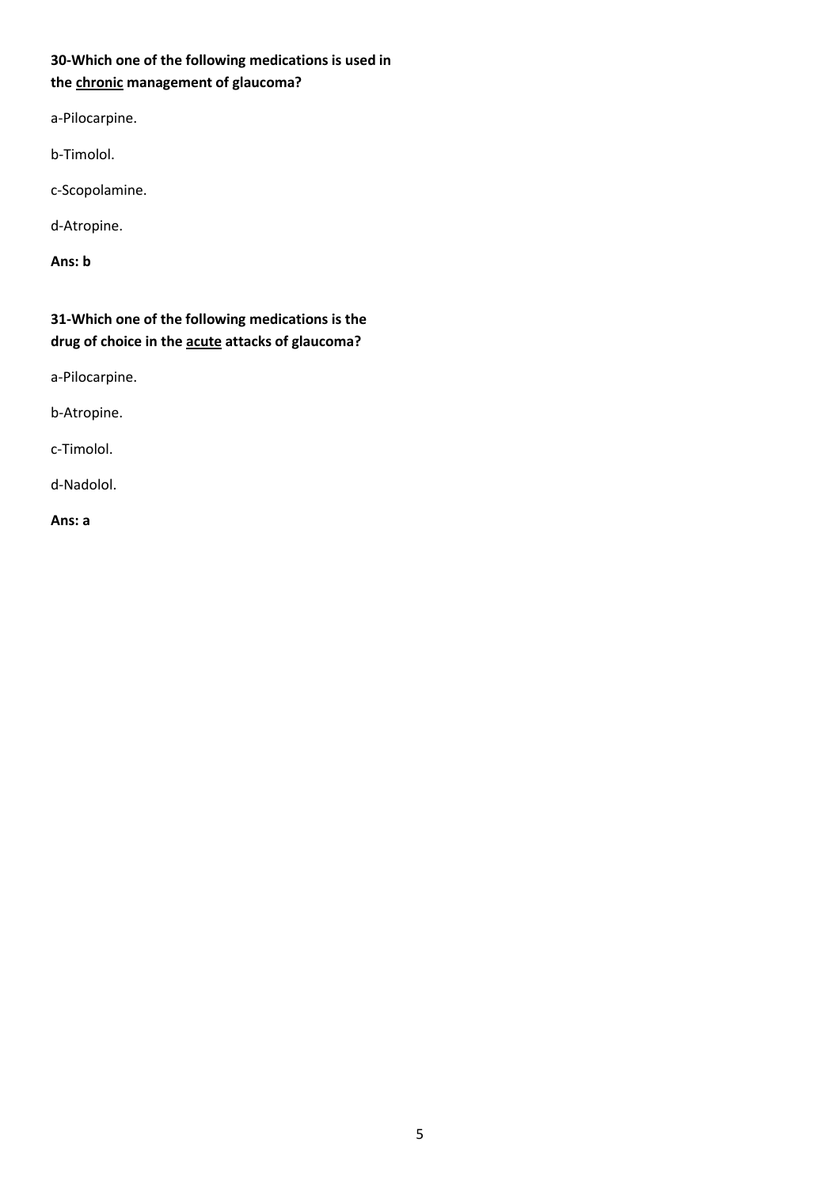**30-Which one of the following medications is used in the <u>chronic</u> management of glaucoma?**

a-Pilocarpine.

b-Timolol.

c-Scopolamine.

d-Atropine.

**Ans: b**

**31-Which one of the following medications is the drug of choice in the <u>acute</u> attacks of glaucoma?**

a-Pilocarpine.

b-Atropine.

c-Timolol.

d-Nadolol.

**Ans: a**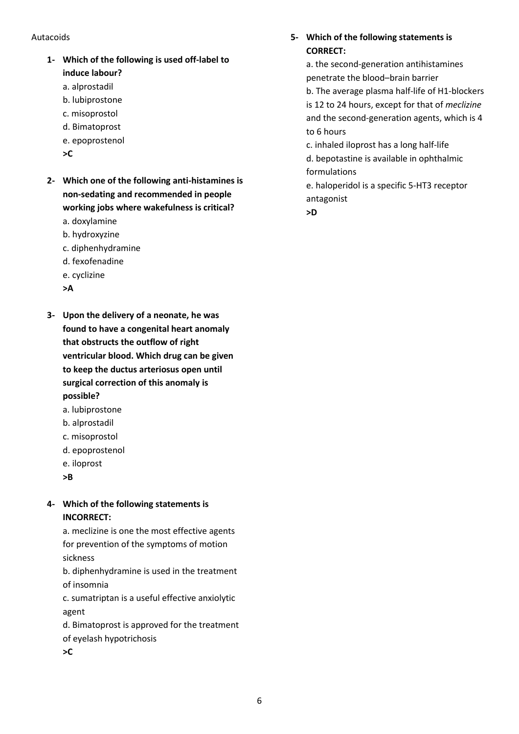Autacoids

1- **Which of the following is used off-label to induce labour?**

a. alprostadil
b. lubiprostone
c. misoprostol
d. Bimatoprost
e. epoprostenol

**>C**

2- **Which one of the following anti-histamines is non-sedating and recommended in people working jobs where wakefulness is critical?**

a. doxylamine
b. hydroxyzine
c. diphenhydramine
d. fexofenadine
e. cyclizine

**>A**

3- **Upon the delivery of a neonate, he was found to have a congenital heart anomaly that obstructs the outflow of right ventricular blood. Which drug can be given to keep the ductus arteriosus open until surgical correction of this anomaly is possible?**

a. lubiprostone
b. alprostadil
c. misoprostol
d. epoprostenol
e. iloprost

**>B**

4- **Which of the following statements is INCORRECT:**

a. meclizine is one the most effective agents for prevention of the symptoms of motion sickness
b. diphenhydramine is used in the treatment of insomnia
c. sumatriptan is a useful effective anxiolytic agent
d. Bimatoprost is approved for the treatment of eyelash hypotrichosis

**>C**

5- **Which of the following statements is CORRECT:**

a. the second-generation antihistamines penetrate the blood–brain barrier
b. The average plasma half-life of H1-blockers is 12 to 24 hours, except for that of *meclizine* and the second-generation agents, which is 4 to 6 hours
c. inhaled iloprost has a long half-life
d. bepotastine is available in ophthalmic formulations
e. haloperidol is a specific 5-HT3 receptor antagonist

**>D**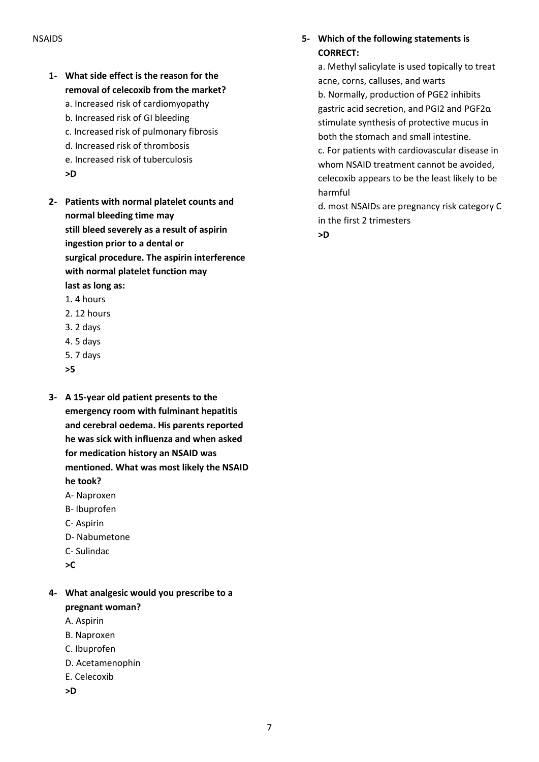NSAIDS

**1- What side effect is the reason for the removal of celecoxib from the market?**

a. Increased risk of cardiomyopathy
b. Increased risk of GI bleeding
c. Increased risk of pulmonary fibrosis
d. Increased risk of thrombosis
e. Increased risk of tuberculosis
**>D**

**2- Patients with normal platelet counts and normal bleeding time may still bleed severely as a result of aspirin ingestion prior to a dental or surgical procedure. The aspirin interference with normal platelet function may last as long as:**

1. 4 hours
2. 12 hours
3. 2 days
4. 5 days
5. 7 days

**>5**

**3- A 15-year old patient presents to the emergency room with fulminant hepatitis and cerebral oedema. His parents reported he was sick with influenza and when asked for medication history an NSAID was mentioned. What was most likely the NSAID he took?**

A- Naproxen
B- Ibuprofen
C- Aspirin
D- Nabumetone
C- Sulindac
**>C**

**4- What analgesic would you prescribe to a pregnant woman?**

A. Aspirin
B. Naproxen
C. Ibuprofen
D. Acetamenophin
E. Celecoxib
**>D**

**5- Which of the following statements is CORRECT:**

a. Methyl salicylate is used topically to treat acne, corns, calluses, and warts
b. Normally, production of PGE2 inhibits gastric acid secretion, and PGI2 and PGF2α stimulate synthesis of protective mucus in both the stomach and small intestine.
c. For patients with cardiovascular disease in whom NSAID treatment cannot be avoided, celecoxib appears to be the least likely to be harmful
d. most NSAIDs are pregnancy risk category C in the first 2 trimesters
**>D**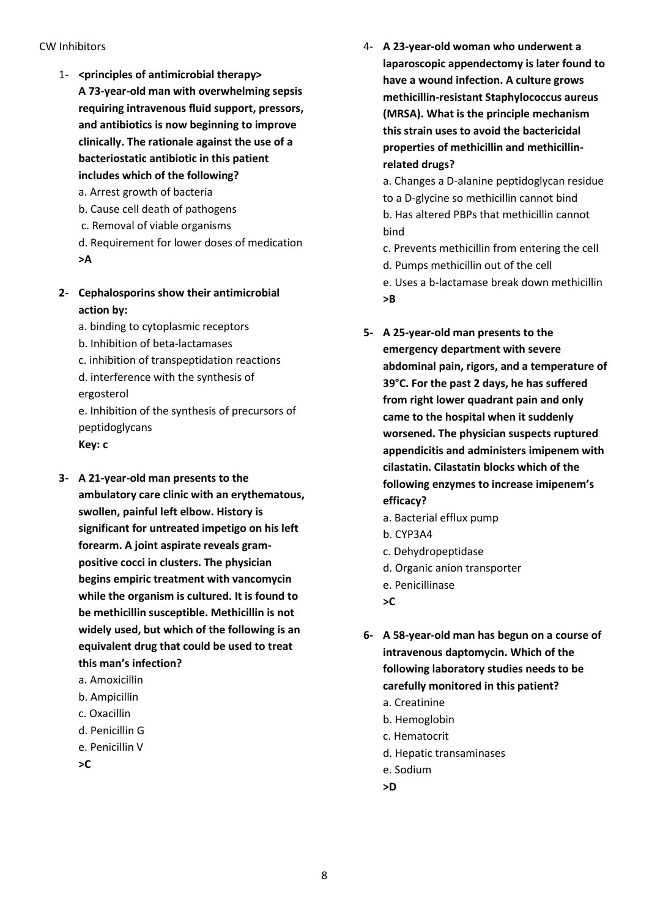CW Inhibitors

1- **<principles of antimicrobial therapy> A 73-year-old man with overwhelming sepsis requiring intravenous fluid support, pressors, and antibiotics is now beginning to improve clinically. The rationale against the use of a bacteriostatic antibiotic in this patient includes which of the following?**

   a. Arrest growth of bacteria
   b. Cause cell death of pathogens
   c. Removal of viable organisms
   d. Requirement for lower doses of medication
   **>A**

2- **Cephalosporins show their antimicrobial action by:**

   a. binding to cytoplasmic receptors
   b. Inhibition of beta-lactamases
   c. inhibition of transpeptidation reactions
   d. interference with the synthesis of ergosterol
   e. Inhibition of the synthesis of precursors of peptidoglycans
   **Key: c**

3- **A 21-year-old man presents to the ambulatory care clinic with an erythematous, swollen, painful left elbow. History is significant for untreated impetigo on his left forearm. A joint aspirate reveals gram-positive cocci in clusters. The physician begins empiric treatment with vancomycin while the organism is cultured. It is found to be methicillin susceptible. Methicillin is not widely used, but which of the following is an equivalent drug that could be used to treat this man's infection?**

   a. Amoxicillin
   b. Ampicillin
   c. Oxacillin
   d. Penicillin G
   e. Penicillin V
   **>C**

4- **A 23-year-old woman who underwent a laparoscopic appendectomy is later found to have a wound infection. A culture grows methicillin-resistant Staphylococcus aureus (MRSA). What is the principle mechanism this strain uses to avoid the bactericidal properties of methicillin and methicillin-related drugs?**

   a. Changes a D-alanine peptidoglycan residue to a D-glycine so methicillin cannot bind
   b. Has altered PBPs that methicillin cannot bind
   c. Prevents methicillin from entering the cell
   d. Pumps methicillin out of the cell
   e. Uses a b-lactamase break down methicillin
   **>B**

5- **A 25-year-old man presents to the emergency department with severe abdominal pain, rigors, and a temperature of 39°C. For the past 2 days, he has suffered from right lower quadrant pain and only came to the hospital when it suddenly worsened. The physician suspects ruptured appendicitis and administers imipenem with cilastatin. Cilastatin blocks which of the following enzymes to increase imipenem's efficacy?**

   a. Bacterial efflux pump
   b. CYP3A4
   c. Dehydropeptidase
   d. Organic anion transporter
   e. Penicillinase
   **>C**

6- **A 58-year-old man has begun on a course of intravenous daptomycin. Which of the following laboratory studies needs to be carefully monitored in this patient?**

   a. Creatinine
   b. Hemoglobin
   c. Hematocrit
   d. Hepatic transaminases
   e. Sodium
   **>D**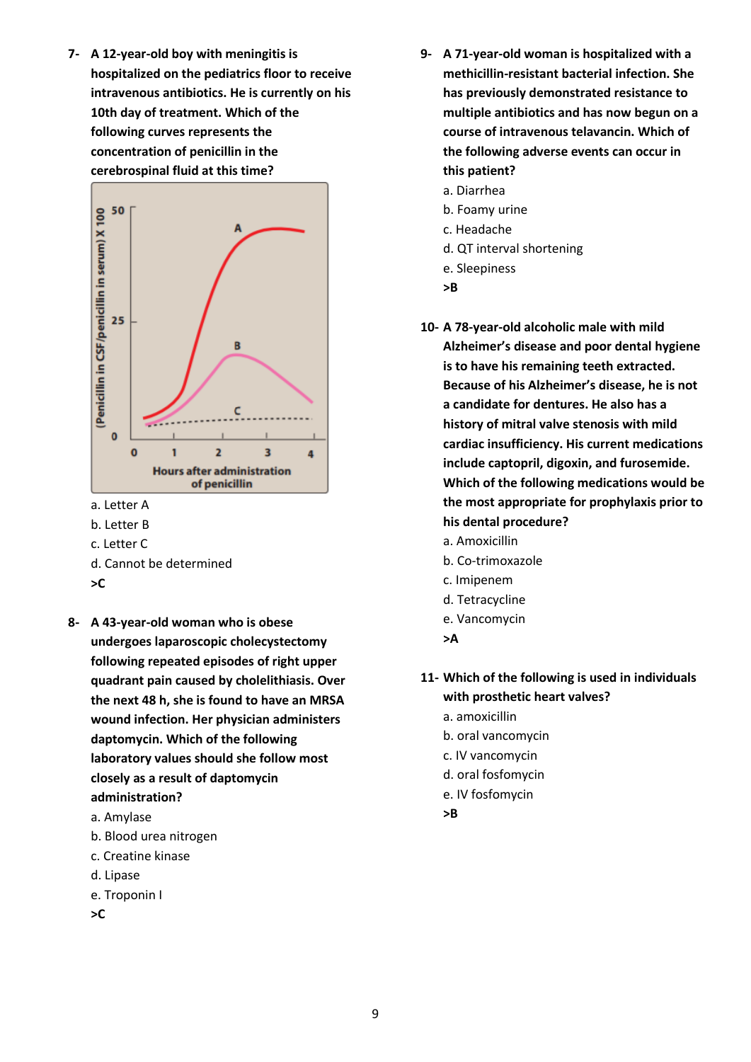7- **A 12-year-old boy with meningitis is hospitalized on the pediatrics floor to receive intravenous antibiotics. He is currently on his 10th day of treatment. Which of the following curves represents the concentration of penicillin in the cerebrospinal fluid at this time?**

a. Letter A
b. Letter B
c. Letter C
d. Cannot be determined
**>C**

8- **A 43-year-old woman who is obese undergoes laparoscopic cholecystectomy following repeated episodes of right upper quadrant pain caused by cholelithiasis. Over the next 48 h, she is found to have an MRSA wound infection. Her physician administers daptomycin. Which of the following laboratory values should she follow most closely as a result of daptomycin administration?**

a. Amylase
b. Blood urea nitrogen
c. Creatine kinase
d. Lipase
e. Troponin I
**>C**

9- **A 71-year-old woman is hospitalized with a methicillin-resistant bacterial infection. She has previously demonstrated resistance to multiple antibiotics and has now begun on a course of intravenous telavancin. Which of the following adverse events can occur in this patient?**

a. Diarrhea
b. Foamy urine
c. Headache
d. QT interval shortening
e. Sleepiness
**>B**

10- **A 78-year-old alcoholic male with mild Alzheimer's disease and poor dental hygiene is to have his remaining teeth extracted. Because of his Alzheimer's disease, he is not a candidate for dentures. He also has a history of mitral valve stenosis with mild cardiac insufficiency. His current medications include captopril, digoxin, and furosemide. Which of the following medications would be the most appropriate for prophylaxis prior to his dental procedure?**

a. Amoxicillin
b. Co-trimoxazole
c. Imipenem
d. Tetracycline
e. Vancomycin
**>A**

11- **Which of the following is used in individuals with prosthetic heart valves?**

a. amoxicillin
b. oral vancomycin
c. IV vancomycin
d. oral fosfomycin
e. IV fosfomycin
**>B**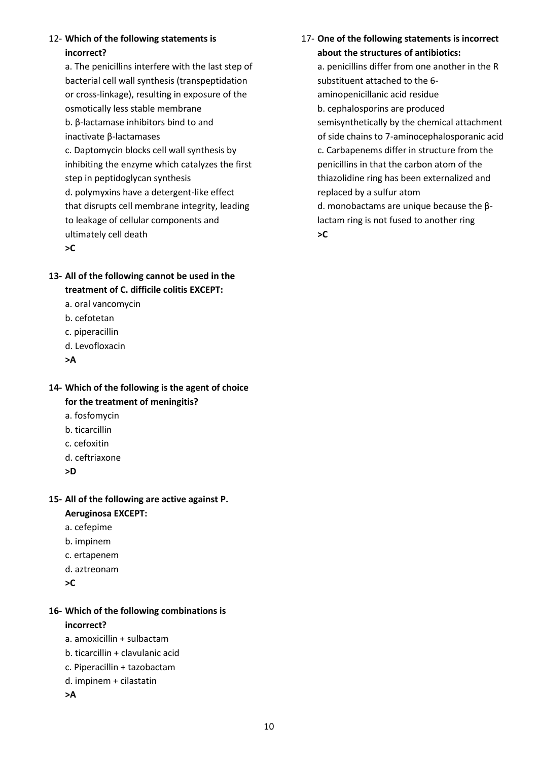12- **Which of the following statements is incorrect?**

a. The penicillins interfere with the last step of bacterial cell wall synthesis (transpeptidation or cross-linkage), resulting in exposure of the osmotically less stable membrane

b. β-lactamase inhibitors bind to and inactivate β-lactamases

c. Daptomycin blocks cell wall synthesis by inhibiting the enzyme which catalyzes the first step in peptidoglycan synthesis

d. polymyxins have a detergent-like effect that disrupts cell membrane integrity, leading to leakage of cellular components and ultimately cell death

**>C**

**13- All of the following cannot be used in the treatment of C. difficile colitis EXCEPT:**

a. oral vancomycin

b. cefotetan

c. piperacillin

d. Levofloxacin

**>A**

**14- Which of the following is the agent of choice for the treatment of meningitis?**

a. fosfomycin

b. ticarcillin

c. cefoxitin

d. ceftriaxone

**>D**

**15- All of the following are active against P. Aeruginosa EXCEPT:**

a. cefepime

b. impinem

c. ertapenem

d. aztreonam

**>C**

**16- Which of the following combinations is incorrect?**

a. amoxicillin + sulbactam

b. ticarcillin + clavulanic acid

c. Piperacillin + tazobactam

d. impinem + cilastatin

**>A**

17- **One of the following statements is incorrect about the structures of antibiotics:**

a. penicillins differ from one another in the R substituent attached to the 6-aminopenicillanic acid residue

b. cephalosporins are produced semisynthetically by the chemical attachment of side chains to 7-aminocephalosporanic acid

c. Carbapenems differ in structure from the penicillins in that the carbon atom of the thiazolidine ring has been externalized and replaced by a sulfur atom

d. monobactams are unique because the β-lactam ring is not fused to another ring

**>C**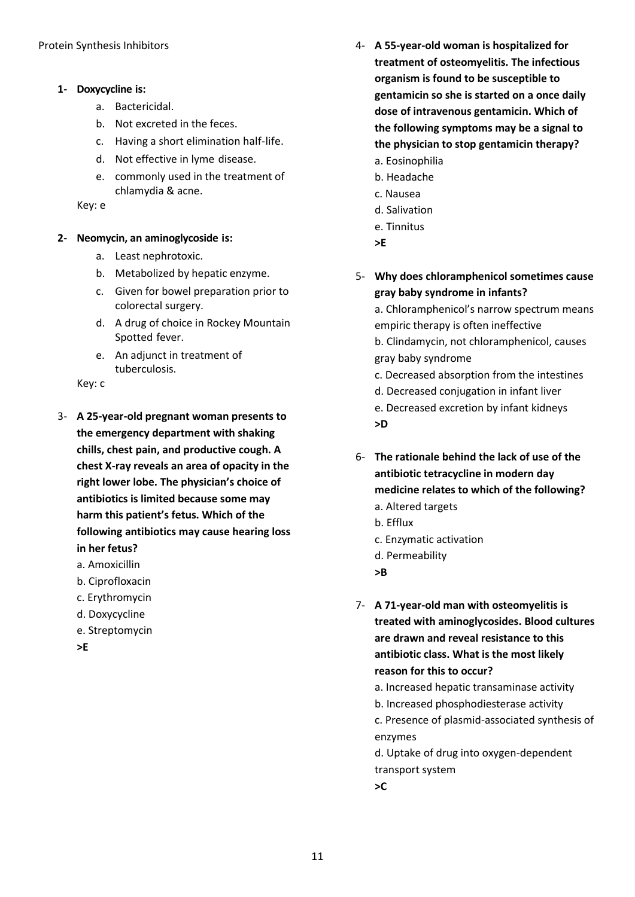Protein Synthesis Inhibitors

1. **Doxycycline is:**
   a. Bactericidal.
   b. Not excreted in the feces.
   c. Having a short elimination half-life.
   d. Not effective in lyme disease.
   e. commonly used in the treatment of chlamydia & acne.

   Key: e

2. **Neomycin, an aminoglycoside is:**
   a. Least nephrotoxic.
   b. Metabolized by hepatic enzyme.
   c. Given for bowel preparation prior to colorectal surgery.
   d. A drug of choice in Rockey Mountain Spotted fever.
   e. An adjunct in treatment of tuberculosis.

   Key: c

3. **A 25-year-old pregnant woman presents to the emergency department with shaking chills, chest pain, and productive cough. A chest X-ray reveals an area of opacity in the right lower lobe. The physician's choice of antibiotics is limited because some may harm this patient's fetus. Which of the following antibiotics may cause hearing loss in her fetus?**
   a. Amoxicillin
   b. Ciprofloxacin
   c. Erythromycin
   d. Doxycycline
   e. Streptomycin

   **>E**

4. **A 55-year-old woman is hospitalized for treatment of osteomyelitis. The infectious organism is found to be susceptible to gentamicin so she is started on a once daily dose of intravenous gentamicin. Which of the following symptoms may be a signal to the physician to stop gentamicin therapy?**
   a. Eosinophilia
   b. Headache
   c. Nausea
   d. Salivation
   e. Tinnitus

   **>E**

5. **Why does chloramphenicol sometimes cause gray baby syndrome in infants?**
   a. Chloramphenicol's narrow spectrum means empiric therapy is often ineffective
   b. Clindamycin, not chloramphenicol, causes gray baby syndrome
   c. Decreased absorption from the intestines
   d. Decreased conjugation in infant liver
   e. Decreased excretion by infant kidneys

   **>D**

6. **The rationale behind the lack of use of the antibiotic tetracycline in modern day medicine relates to which of the following?**
   a. Altered targets
   b. Efflux
   c. Enzymatic activation
   d. Permeability

   **>B**

7. **A 71-year-old man with osteomyelitis is treated with aminoglycosides. Blood cultures are drawn and reveal resistance to this antibiotic class. What is the most likely reason for this to occur?**
   a. Increased hepatic transaminase activity
   b. Increased phosphodiesterase activity
   c. Presence of plasmid-associated synthesis of enzymes
   d. Uptake of drug into oxygen-dependent transport system

   **>C**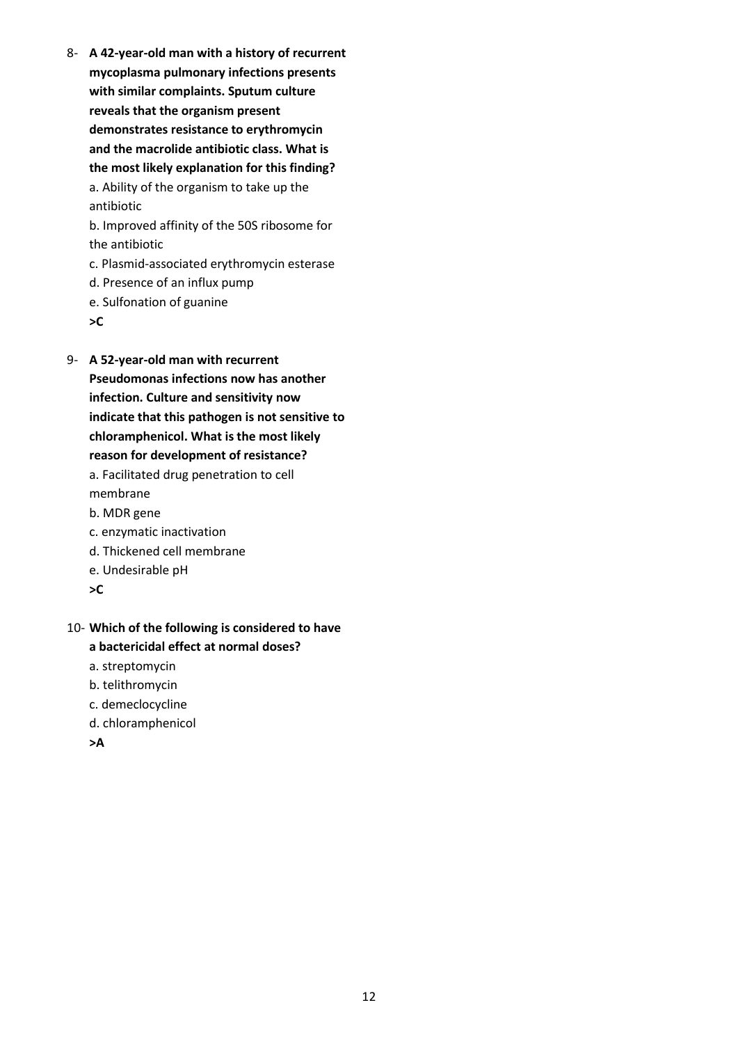8- **A 42-year-old man with a history of recurrent mycoplasma pulmonary infections presents with similar complaints. Sputum culture reveals that the organism present demonstrates resistance to erythromycin and the macrolide antibiotic class. What is the most likely explanation for this finding?**

a. Ability of the organism to take up the antibiotic

b. Improved affinity of the 50S ribosome for the antibiotic

c. Plasmid-associated erythromycin esterase

d. Presence of an influx pump

e. Sulfonation of guanine

**>C**

9- **A 52-year-old man with recurrent Pseudomonas infections now has another infection. Culture and sensitivity now indicate that this pathogen is not sensitive to chloramphenicol. What is the most likely reason for development of resistance?**

a. Facilitated drug penetration to cell membrane

b. MDR gene

c. enzymatic inactivation

d. Thickened cell membrane

e. Undesirable pH

**>C**

10- **Which of the following is considered to have a bactericidal effect at normal doses?**

a. streptomycin

b. telithromycin

c. demeclocycline

d. chloramphenicol

**>A**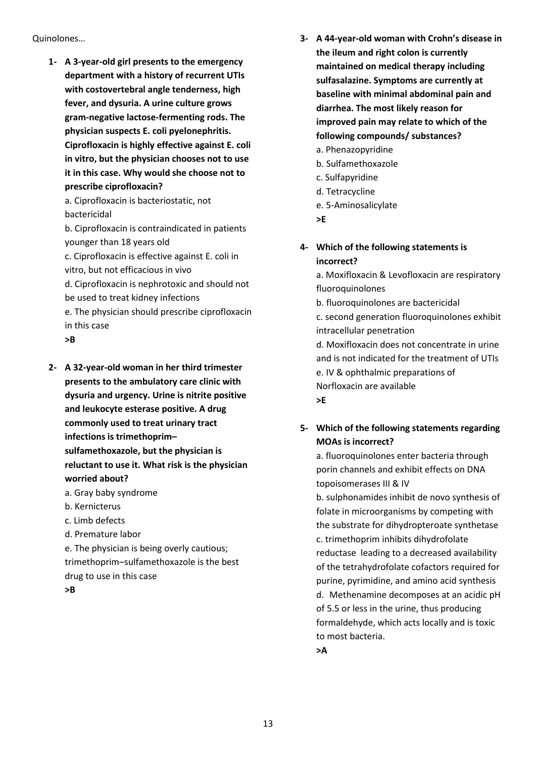Quinolones…

1- **A 3-year-old girl presents to the emergency department with a history of recurrent UTIs with costovertebral angle tenderness, high fever, and dysuria. A urine culture grows gram-negative lactose-fermenting rods. The physician suspects E. coli pyelonephritis. Ciprofloxacin is highly effective against E. coli in vitro, but the physician chooses not to use it in this case. Why would she choose not to prescribe ciprofloxacin?**

   a. Ciprofloxacin is bacteriostatic, not bactericidal
   b. Ciprofloxacin is contraindicated in patients younger than 18 years old
   c. Ciprofloxacin is effective against E. coli in vitro, but not efficacious in vivo
   d. Ciprofloxacin is nephrotoxic and should not be used to treat kidney infections
   e. The physician should prescribe ciprofloxacin in this case

   **>B**

2- **A 32-year-old woman in her third trimester presents to the ambulatory care clinic with dysuria and urgency. Urine is nitrite positive and leukocyte esterase positive. A drug commonly used to treat urinary tract infections is trimethoprim–sulfamethoxazole, but the physician is reluctant to use it. What risk is the physician worried about?**

   a. Gray baby syndrome
   b. Kernicterus
   c. Limb defects
   d. Premature labor
   e. The physician is being overly cautious; trimethoprim–sulfamethoxazole is the best drug to use in this case

   **>B**

3- **A 44-year-old woman with Crohn's disease in the ileum and right colon is currently maintained on medical therapy including sulfasalazine. Symptoms are currently at baseline with minimal abdominal pain and diarrhea. The most likely reason for improved pain may relate to which of the following compounds/ substances?**

   a. Phenazopyridine
   b. Sulfamethoxazole
   c. Sulfapyridine
   d. Tetracycline
   e. 5-Aminosalicylate

   **>E**

4- **Which of the following statements is incorrect?**

   a. Moxifloxacin & Levofloxacin are respiratory fluoroquinolones
   b. fluoroquinolones are bactericidal
   c. second generation fluoroquinolones exhibit intracellular penetration
   d. Moxifloxacin does not concentrate in urine and is not indicated for the treatment of UTIs
   e. IV & ophthalmic preparations of Norfloxacin are available

   **>E**

5- **Which of the following statements regarding MOAs is incorrect?**

   a. fluoroquinolones enter bacteria through porin channels and exhibit effects on DNA topoisomerases III & IV
   b. sulphonamides inhibit de novo synthesis of folate in microorganisms by competing with the substrate for dihydropteroate synthetase
   c. trimethoprim inhibits dihydrofolate reductase leading to a decreased availability of the tetrahydrofolate cofactors required for purine, pyrimidine, and amino acid synthesis
   d. Methenamine decomposes at an acidic pH of 5.5 or less in the urine, thus producing formaldehyde, which acts locally and is toxic to most bacteria.

   **>A**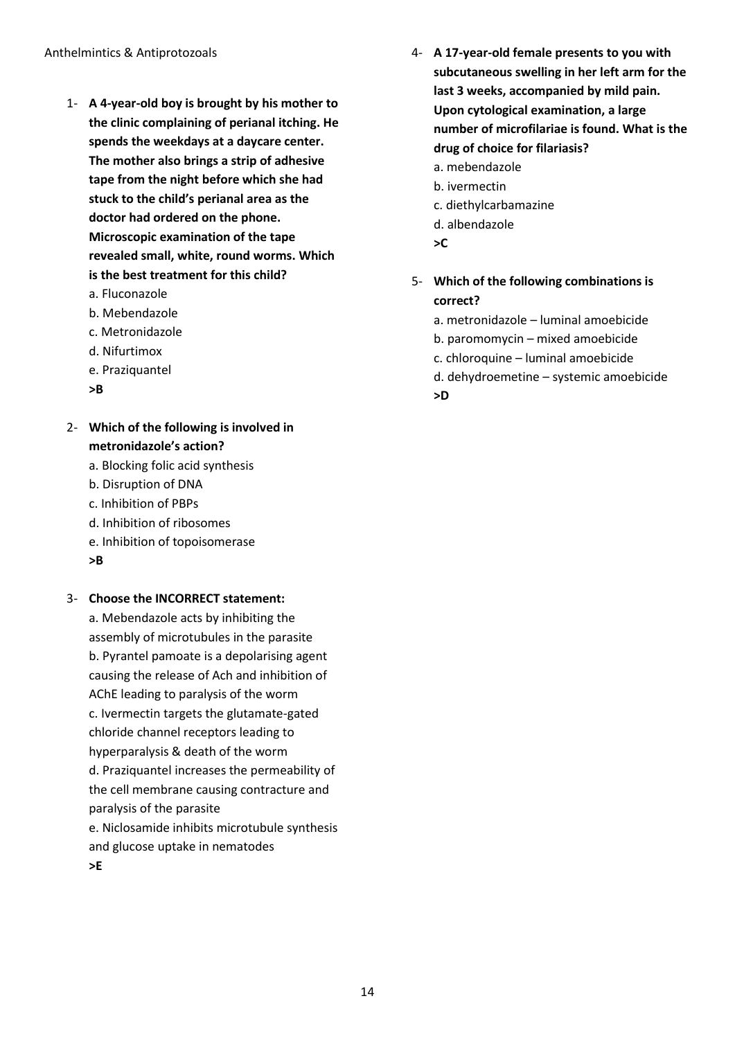Anthelmintics & Antiprotozoals

1- **A 4-year-old boy is brought by his mother to the clinic complaining of perianal itching. He spends the weekdays at a daycare center. The mother also brings a strip of adhesive tape from the night before which she had stuck to the child's perianal area as the doctor had ordered on the phone. Microscopic examination of the tape revealed small, white, round worms. Which is the best treatment for this child?**

a. Fluconazole
b. Mebendazole
c. Metronidazole
d. Nifurtimox
e. Praziquantel

**>B**

2- **Which of the following is involved in metronidazole's action?**

a. Blocking folic acid synthesis
b. Disruption of DNA
c. Inhibition of PBPs
d. Inhibition of ribosomes
e. Inhibition of topoisomerase

**>B**

3- **Choose the INCORRECT statement:**

a. Mebendazole acts by inhibiting the assembly of microtubules in the parasite
b. Pyrantel pamoate is a depolarising agent causing the release of Ach and inhibition of AChE leading to paralysis of the worm
c. Ivermectin targets the glutamate-gated chloride channel receptors leading to hyperparalysis & death of the worm
d. Praziquantel increases the permeability of the cell membrane causing contracture and paralysis of the parasite
e. Niclosamide inhibits microtubule synthesis and glucose uptake in nematodes

**>E**

4- **A 17-year-old female presents to you with subcutaneous swelling in her left arm for the last 3 weeks, accompanied by mild pain. Upon cytological examination, a large number of microfilariae is found. What is the drug of choice for filariasis?**

a. mebendazole
b. ivermectin
c. diethylcarbamazine
d. albendazole

**>C**

5- **Which of the following combinations is correct?**

a. metronidazole – luminal amoebicide
b. paromomycin – mixed amoebicide
c. chloroquine – luminal amoebicide
d. dehydroemetine – systemic amoebicide

**>D**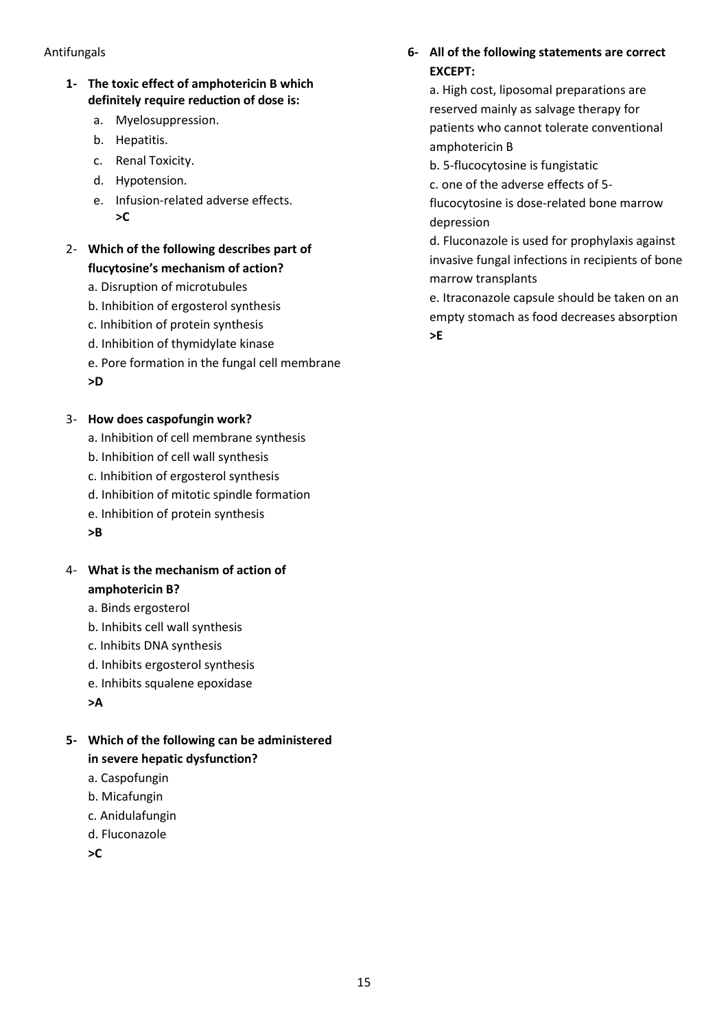Antifungals

**1- The toxic effect of amphotericin B which definitely require reduction of dose is:**

a. Myelosuppression.
b. Hepatitis.
c. Renal Toxicity.
d. Hypotension.
e. Infusion-related adverse effects.

**>C**

2- **Which of the following describes part of flucytosine's mechanism of action?**

a. Disruption of microtubules
b. Inhibition of ergosterol synthesis
c. Inhibition of protein synthesis
d. Inhibition of thymidylate kinase
e. Pore formation in the fungal cell membrane

**>D**

3- **How does caspofungin work?**

a. Inhibition of cell membrane synthesis
b. Inhibition of cell wall synthesis
c. Inhibition of ergosterol synthesis
d. Inhibition of mitotic spindle formation
e. Inhibition of protein synthesis

**>B**

4- **What is the mechanism of action of amphotericin B?**

a. Binds ergosterol
b. Inhibits cell wall synthesis
c. Inhibits DNA synthesis
d. Inhibits ergosterol synthesis
e. Inhibits squalene epoxidase

**>A**

**5- Which of the following can be administered in severe hepatic dysfunction?**

a. Caspofungin
b. Micafungin
c. Anidulafungin
d. Fluconazole

**>C**

**6- All of the following statements are correct EXCEPT:**

a. High cost, liposomal preparations are reserved mainly as salvage therapy for patients who cannot tolerate conventional amphotericin B
b. 5-flucocytosine is fungistatic
c. one of the adverse effects of 5-flucocytosine is dose-related bone marrow depression
d. Fluconazole is used for prophylaxis against invasive fungal infections in recipients of bone marrow transplants
e. Itraconazole capsule should be taken on an empty stomach as food decreases absorption

**>E**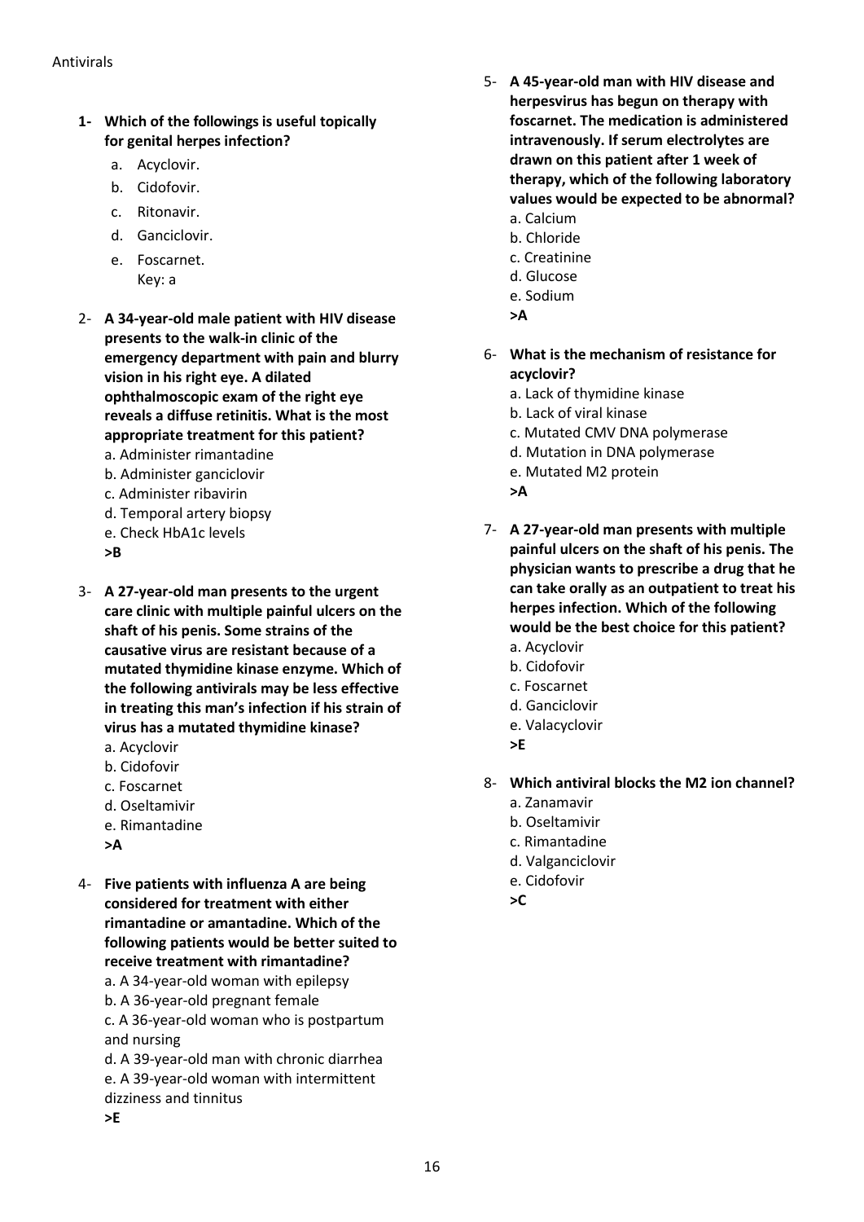Antivirals

1- **Which of the followings is useful topically for genital herpes infection?**
   a. Acyclovir.
   b. Cidofovir.
   c. Ritonavir.
   d. Ganciclovir.
   e. Foscarnet.
   Key: a

2- **A 34-year-old male patient with HIV disease presents to the walk-in clinic of the emergency department with pain and blurry vision in his right eye. A dilated ophthalmoscopic exam of the right eye reveals a diffuse retinitis. What is the most appropriate treatment for this patient?**
   a. Administer rimantadine
   b. Administer ganciclovir
   c. Administer ribavirin
   d. Temporal artery biopsy
   e. Check HbA1c levels
   **>B**

3- **A 27-year-old man presents to the urgent care clinic with multiple painful ulcers on the shaft of his penis. Some strains of the causative virus are resistant because of a mutated thymidine kinase enzyme. Which of the following antivirals may be less effective in treating this man's infection if his strain of virus has a mutated thymidine kinase?**
   a. Acyclovir
   b. Cidofovir
   c. Foscarnet
   d. Oseltamivir
   e. Rimantadine
   **>A**

4- **Five patients with influenza A are being considered for treatment with either rimantadine or amantadine. Which of the following patients would be better suited to receive treatment with rimantadine?**
   a. A 34-year-old woman with epilepsy
   b. A 36-year-old pregnant female
   c. A 36-year-old woman who is postpartum and nursing
   d. A 39-year-old man with chronic diarrhea
   e. A 39-year-old woman with intermittent dizziness and tinnitus
   **>E**

5- **A 45-year-old man with HIV disease and herpesvirus has begun on therapy with foscarnet. The medication is administered intravenously. If serum electrolytes are drawn on this patient after 1 week of therapy, which of the following laboratory values would be expected to be abnormal?**
   a. Calcium
   b. Chloride
   c. Creatinine
   d. Glucose
   e. Sodium
   **>A**

6- **What is the mechanism of resistance for acyclovir?**
   a. Lack of thymidine kinase
   b. Lack of viral kinase
   c. Mutated CMV DNA polymerase
   d. Mutation in DNA polymerase
   e. Mutated M2 protein
   **>A**

7- **A 27-year-old man presents with multiple painful ulcers on the shaft of his penis. The physician wants to prescribe a drug that he can take orally as an outpatient to treat his herpes infection. Which of the following would be the best choice for this patient?**
   a. Acyclovir
   b. Cidofovir
   c. Foscarnet
   d. Ganciclovir
   e. Valacyclovir
   **>E**

8- **Which antiviral blocks the M2 ion channel?**
   a. Zanamavir
   b. Oseltamivir
   c. Rimantadine
   d. Valganciclovir
   e. Cidofovir
   **>C**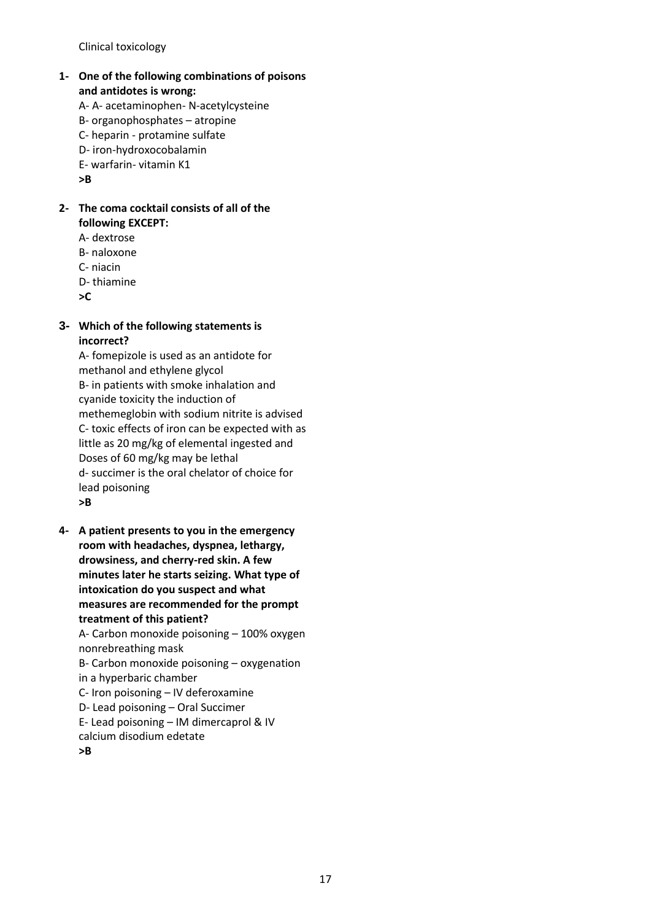Clinical toxicology

1- **One of the following combinations of poisons and antidotes is wrong:**

   A- A- acetaminophen- N-acetylcysteine
   B- organophosphates – atropine
   C- heparin - protamine sulfate
   D- iron-hydroxocobalamin
   E- warfarin- vitamin K1
   **>B**

2- **The coma cocktail consists of all of the following EXCEPT:**

   A- dextrose
   B- naloxone
   C- niacin
   D- thiamine
   **>C**

3- **Which of the following statements is incorrect?**

   A- fomepizole is used as an antidote for methanol and ethylene glycol
   B- in patients with smoke inhalation and cyanide toxicity the induction of methemeglobin with sodium nitrite is advised
   C- toxic effects of iron can be expected with as little as 20 mg/kg of elemental ingested and Doses of 60 mg/kg may be lethal
   d- succimer is the oral chelator of choice for lead poisoning
   **>B**

4- **A patient presents to you in the emergency room with headaches, dyspnea, lethargy, drowsiness, and cherry-red skin. A few minutes later he starts seizing. What type of intoxication do you suspect and what measures are recommended for the prompt treatment of this patient?**

   A- Carbon monoxide poisoning – 100% oxygen nonrebreathing mask
   B- Carbon monoxide poisoning – oxygenation in a hyperbaric chamber
   C- Iron poisoning – IV deferoxamine
   D- Lead poisoning – Oral Succimer
   E- Lead poisoning – IM dimercaprol & IV calcium disodium edetate
   **>B**